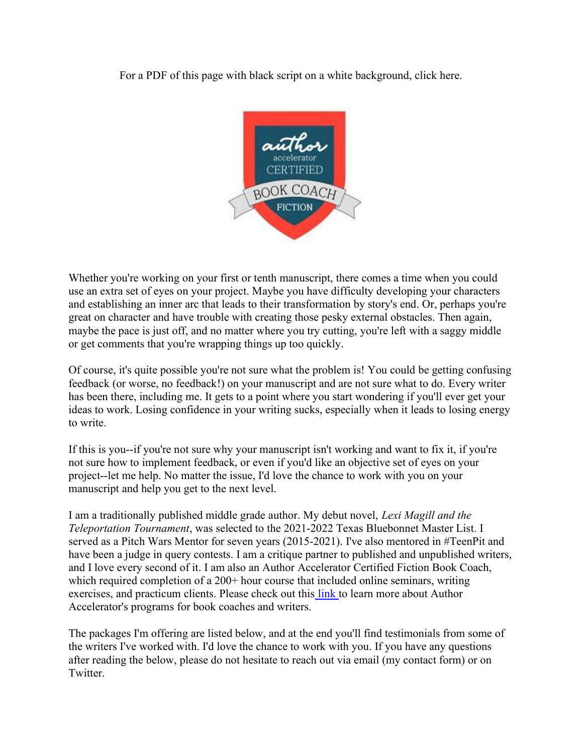For a PDF of this page with black script on a white background, click here.

Whether you're working on your first or tenth manuscript, there comes a time when you could use an extra set of eyes on your project. Maybe you have difficulty developing your characters and establishing an inner arc that leads to their transformation by story's end. Or, perhaps you're great on character and have trouble with creating those pesky external obstacles. Then again, maybe the pace is just off, and no matter where you try cutting, you're left with a saggy middle or get comments that you're wrapping things up too quickly.

Of course, it's quite possible you're not sure what the problem is! You could be getting confusing feedback (or worse, no feedback!) on your manuscript and are not sure what to do. Every writer has been there, including me. It gets to a point where you start wondering if you'll ever get your ideas to work. Losing confidence in your writing sucks, especially when it leads to losing energy to write.

If this is you--if you're not sure why your manuscript isn't working and want to fix it, if you're not sure how to implement feedback, or even if you'd like an objective set of eyes on your project--let me help. No matter the issue, I'd love the chance to work with you on your manuscript and help you get to the next level.

I am a traditionally published middle grade author. My debut novel, *Lexi Magill and the Teleportation Tournament*, was selected to the 2021-2022 Texas Bluebonnet Master List. I served as a Pitch Wars Mentor for seven years (2015-2021). I've also mentored in #TeenPit and have been a judge in query contests. I am a critique partner to published and unpublished writers, and I love every second of it. I am also an Author Accelerator Certified Fiction Book Coach, which required completion of a 200+ hour course that included online seminars, writing exercises, and practicum clients. Please check out this link to learn more about Author Accelerator's programs for book coaches and writers.

The packages I'm offering are listed below, and at the end you'll find testimonials from some of the writers I've worked with. I'd love the chance to work with you. If you have any questions after reading the below, please do not hesitate to reach out via email (my contact form) or on Twitter.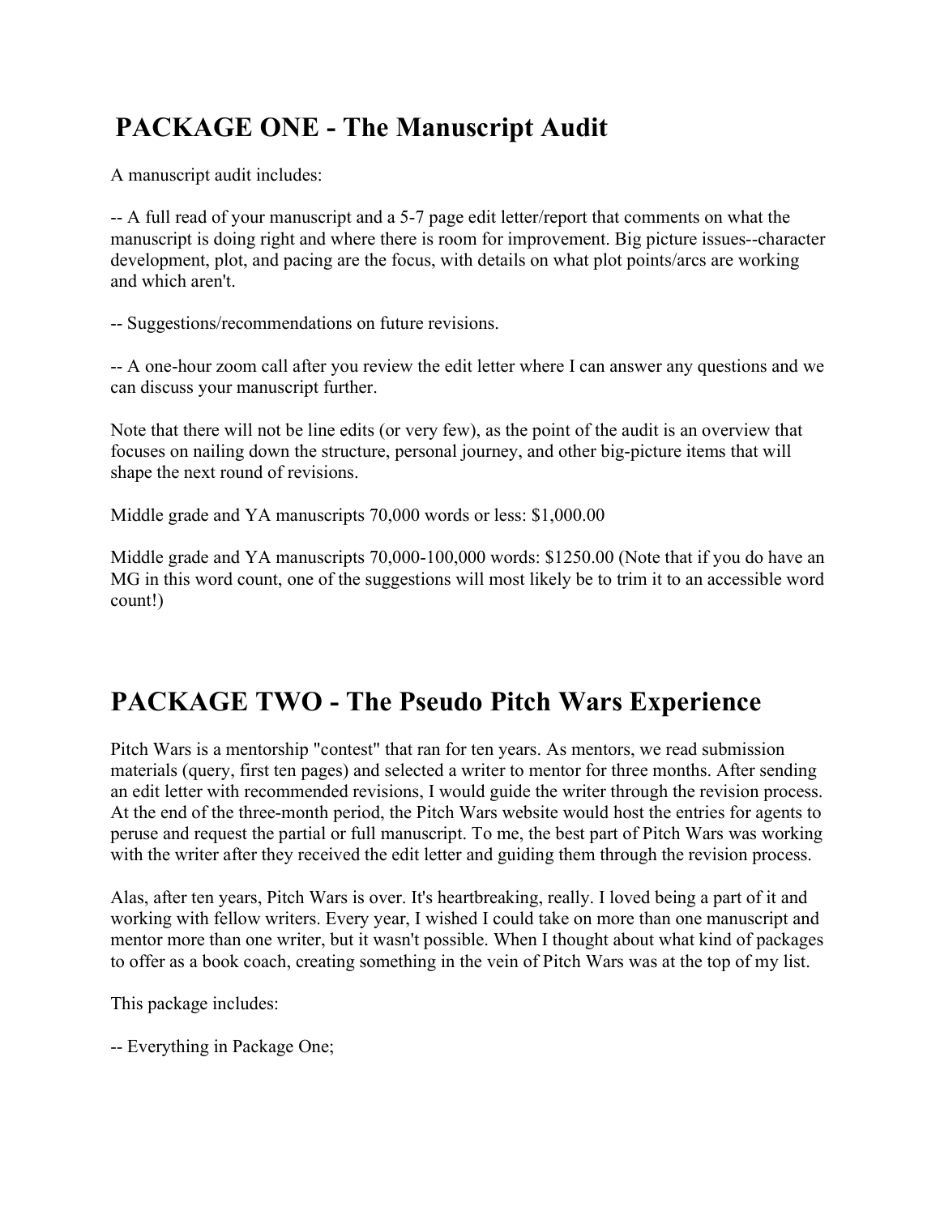## PACKAGE ONE - The Manuscript Audit

A manuscript audit includes:

-- A full read of your manuscript and a 5-7 page edit letter/report that comments on what the manuscript is doing right and where there is room for improvement. Big picture issues--character development, plot, and pacing are the focus, with details on what plot points/arcs are working and which aren't.

-- Suggestions/recommendations on future revisions.

-- A one-hour zoom call after you review the edit letter where I can answer any questions and we can discuss your manuscript further.

Note that there will not be line edits (or very few), as the point of the audit is an overview that focuses on nailing down the structure, personal journey, and other big-picture items that will shape the next round of revisions.

Middle grade and YA manuscripts 70,000 words or less: $1,000.00

Middle grade and YA manuscripts 70,000-100,000 words: $1250.00 (Note that if you do have an MG in this word count, one of the suggestions will most likely be to trim it to an accessible word count!)

## PACKAGE TWO - The Pseudo Pitch Wars Experience

Pitch Wars is a mentorship "contest" that ran for ten years. As mentors, we read submission materials (query, first ten pages) and selected a writer to mentor for three months. After sending an edit letter with recommended revisions, I would guide the writer through the revision process. At the end of the three-month period, the Pitch Wars website would host the entries for agents to peruse and request the partial or full manuscript. To me, the best part of Pitch Wars was working with the writer after they received the edit letter and guiding them through the revision process.

Alas, after ten years, Pitch Wars is over. It's heartbreaking, really. I loved being a part of it and working with fellow writers. Every year, I wished I could take on more than one manuscript and mentor more than one writer, but it wasn't possible. When I thought about what kind of packages to offer as a book coach, creating something in the vein of Pitch Wars was at the top of my list.

This package includes:

-- Everything in Package One;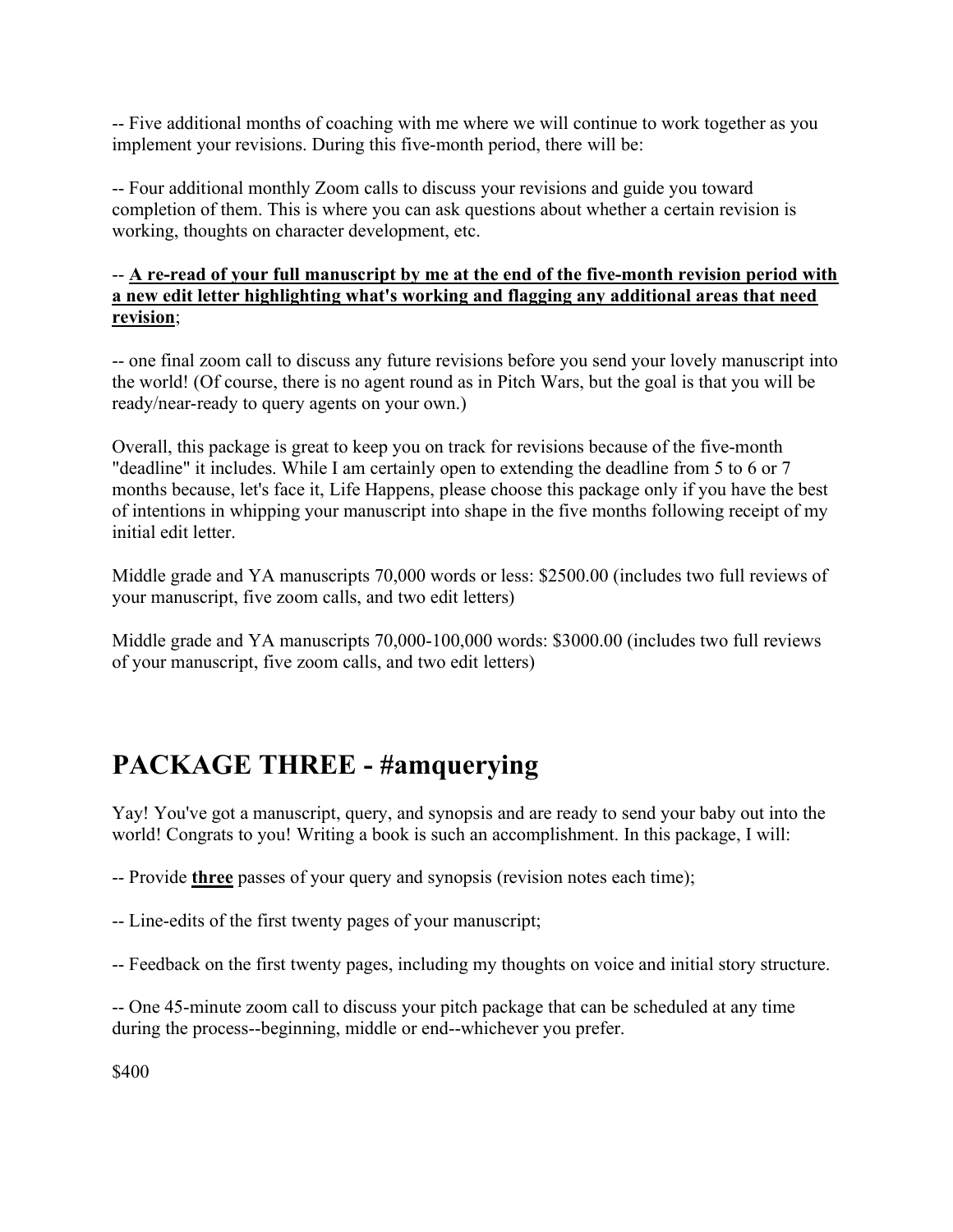-- Five additional months of coaching with me where we will continue to work together as you implement your revisions. During this five-month period, there will be:

-- Four additional monthly Zoom calls to discuss your revisions and guide you toward completion of them. This is where you can ask questions about whether a certain revision is working, thoughts on character development, etc.

-- **<u>A re-read of your full manuscript by me at the end of the five-month revision period with a new edit letter highlighting what's working and flagging any additional areas that need revision</u>**;

-- one final zoom call to discuss any future revisions before you send your lovely manuscript into the world! (Of course, there is no agent round as in Pitch Wars, but the goal is that you will be ready/near-ready to query agents on your own.)

Overall, this package is great to keep you on track for revisions because of the five-month "deadline" it includes. While I am certainly open to extending the deadline from 5 to 6 or 7 months because, let's face it, Life Happens, please choose this package only if you have the best of intentions in whipping your manuscript into shape in the five months following receipt of my initial edit letter.

Middle grade and YA manuscripts 70,000 words or less: $2500.00 (includes two full reviews of your manuscript, five zoom calls, and two edit letters)

Middle grade and YA manuscripts 70,000-100,000 words: $3000.00 (includes two full reviews of your manuscript, five zoom calls, and two edit letters)

## PACKAGE THREE - #amquerying

Yay! You've got a manuscript, query, and synopsis and are ready to send your baby out into the world! Congrats to you! Writing a book is such an accomplishment. In this package, I will:

-- Provide **<u>three</u>** passes of your query and synopsis (revision notes each time);

-- Line-edits of the first twenty pages of your manuscript;

-- Feedback on the first twenty pages, including my thoughts on voice and initial story structure.

-- One 45-minute zoom call to discuss your pitch package that can be scheduled at any time during the process--beginning, middle or end--whichever you prefer.

$400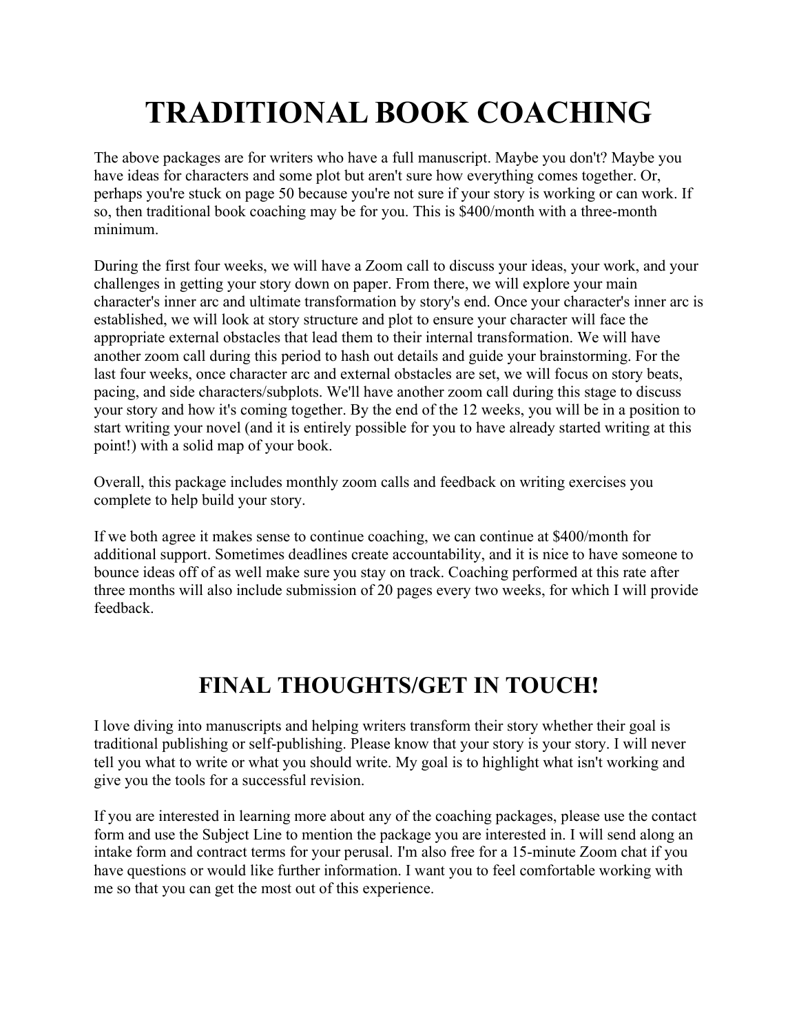# TRADITIONAL BOOK COACHING

The above packages are for writers who have a full manuscript. Maybe you don't? Maybe you have ideas for characters and some plot but aren't sure how everything comes together. Or, perhaps you're stuck on page 50 because you're not sure if your story is working or can work. If so, then traditional book coaching may be for you. This is $400/month with a three-month minimum.

During the first four weeks, we will have a Zoom call to discuss your ideas, your work, and your challenges in getting your story down on paper. From there, we will explore your main character's inner arc and ultimate transformation by story's end. Once your character's inner arc is established, we will look at story structure and plot to ensure your character will face the appropriate external obstacles that lead them to their internal transformation. We will have another zoom call during this period to hash out details and guide your brainstorming. For the last four weeks, once character arc and external obstacles are set, we will focus on story beats, pacing, and side characters/subplots. We'll have another zoom call during this stage to discuss your story and how it's coming together. By the end of the 12 weeks, you will be in a position to start writing your novel (and it is entirely possible for you to have already started writing at this point!) with a solid map of your book.

Overall, this package includes monthly zoom calls and feedback on writing exercises you complete to help build your story.

If we both agree it makes sense to continue coaching, we can continue at $400/month for additional support. Sometimes deadlines create accountability, and it is nice to have someone to bounce ideas off of as well make sure you stay on track. Coaching performed at this rate after three months will also include submission of 20 pages every two weeks, for which I will provide feedback.

## FINAL THOUGHTS/GET IN TOUCH!

I love diving into manuscripts and helping writers transform their story whether their goal is traditional publishing or self-publishing. Please know that your story is your story. I will never tell you what to write or what you should write. My goal is to highlight what isn't working and give you the tools for a successful revision.

If you are interested in learning more about any of the coaching packages, please use the contact form and use the Subject Line to mention the package you are interested in. I will send along an intake form and contract terms for your perusal. I'm also free for a 15-minute Zoom chat if you have questions or would like further information. I want you to feel comfortable working with me so that you can get the most out of this experience.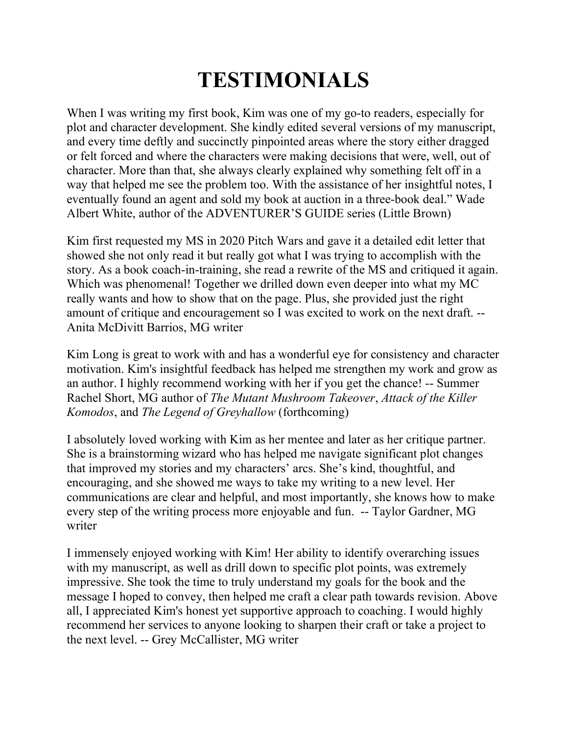# TESTIMONIALS

When I was writing my first book, Kim was one of my go-to readers, especially for plot and character development. She kindly edited several versions of my manuscript, and every time deftly and succinctly pinpointed areas where the story either dragged or felt forced and where the characters were making decisions that were, well, out of character. More than that, she always clearly explained why something felt off in a way that helped me see the problem too. With the assistance of her insightful notes, I eventually found an agent and sold my book at auction in a three-book deal." Wade Albert White, author of the ADVENTURER'S GUIDE series (Little Brown)

Kim first requested my MS in 2020 Pitch Wars and gave it a detailed edit letter that showed she not only read it but really got what I was trying to accomplish with the story. As a book coach-in-training, she read a rewrite of the MS and critiqued it again. Which was phenomenal! Together we drilled down even deeper into what my MC really wants and how to show that on the page. Plus, she provided just the right amount of critique and encouragement so I was excited to work on the next draft. -- Anita McDivitt Barrios, MG writer

Kim Long is great to work with and has a wonderful eye for consistency and character motivation. Kim's insightful feedback has helped me strengthen my work and grow as an author. I highly recommend working with her if you get the chance! -- Summer Rachel Short, MG author of *The Mutant Mushroom Takeover*, *Attack of the Killer Komodos*, and *The Legend of Greyhallow* (forthcoming)

I absolutely loved working with Kim as her mentee and later as her critique partner. She is a brainstorming wizard who has helped me navigate significant plot changes that improved my stories and my characters' arcs. She's kind, thoughtful, and encouraging, and she showed me ways to take my writing to a new level. Her communications are clear and helpful, and most importantly, she knows how to make every step of the writing process more enjoyable and fun. -- Taylor Gardner, MG writer

I immensely enjoyed working with Kim! Her ability to identify overarching issues with my manuscript, as well as drill down to specific plot points, was extremely impressive. She took the time to truly understand my goals for the book and the message I hoped to convey, then helped me craft a clear path towards revision. Above all, I appreciated Kim's honest yet supportive approach to coaching. I would highly recommend her services to anyone looking to sharpen their craft or take a project to the next level. -- Grey McCallister, MG writer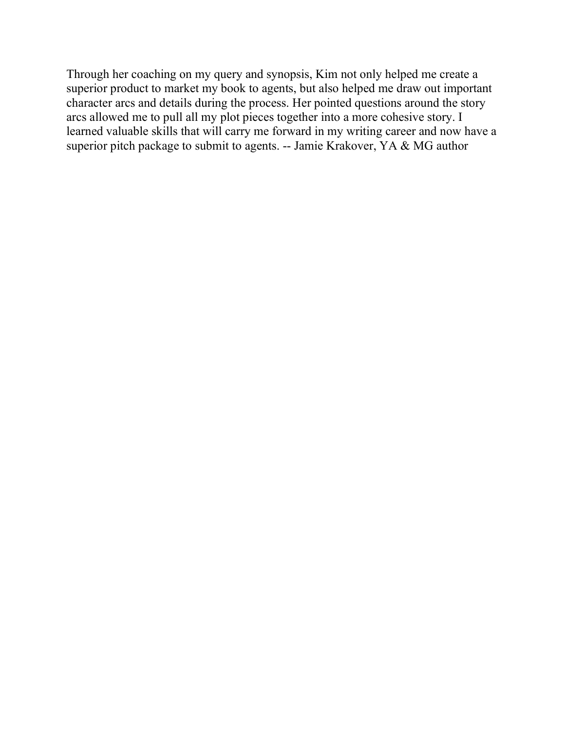Through her coaching on my query and synopsis, Kim not only helped me create a superior product to market my book to agents, but also helped me draw out important character arcs and details during the process. Her pointed questions around the story arcs allowed me to pull all my plot pieces together into a more cohesive story. I learned valuable skills that will carry me forward in my writing career and now have a superior pitch package to submit to agents. -- Jamie Krakover, YA & MG author